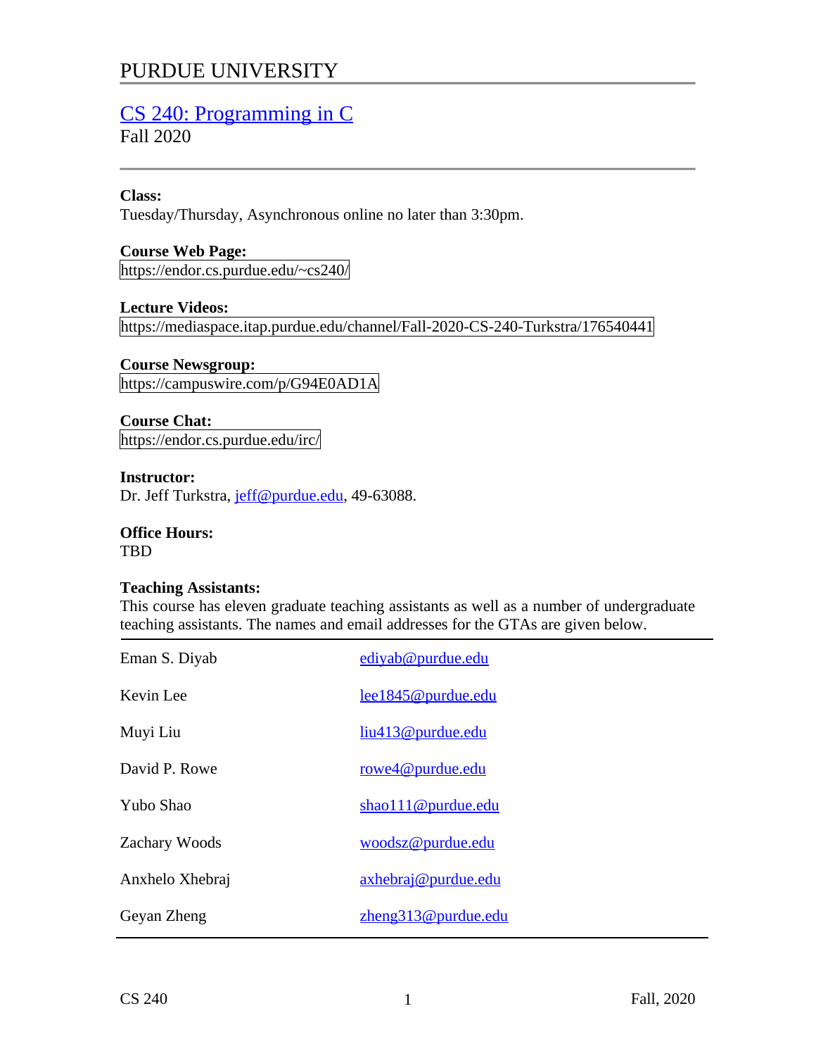# PURDUE UNIVERSITY

## CS 240: Programming in C

Fall 2020

**Class:**
Tuesday/Thursday, Asynchronous online no later than 3:30pm.

**Course Web Page:**
https://endor.cs.purdue.edu/~cs240/

**Lecture Videos:**
https://mediaspace.itap.purdue.edu/channel/Fall-2020-CS-240-Turkstra/176540441

**Course Newsgroup:**
https://campuswire.com/p/G94E0AD1A

**Course Chat:**
https://endor.cs.purdue.edu/irc/

**Instructor:**
Dr. Jeff Turkstra, jeff@purdue.edu, 49-63088.

**Office Hours:**
TBD

**Teaching Assistants:**
This course has eleven graduate teaching assistants as well as a number of undergraduate teaching assistants. The names and email addresses for the GTAs are given below.

| | |
|---|---|
| Eman S. Diyab | ediyab@purdue.edu |
| Kevin Lee | lee1845@purdue.edu |
| Muyi Liu | liu413@purdue.edu |
| David P. Rowe | rowe4@purdue.edu |
| Yubo Shao | shao111@purdue.edu |
| Zachary Woods | woodsz@purdue.edu |
| Anxhelo Xhebraj | axhebraj@purdue.edu |
| Geyan Zheng | zheng313@purdue.edu |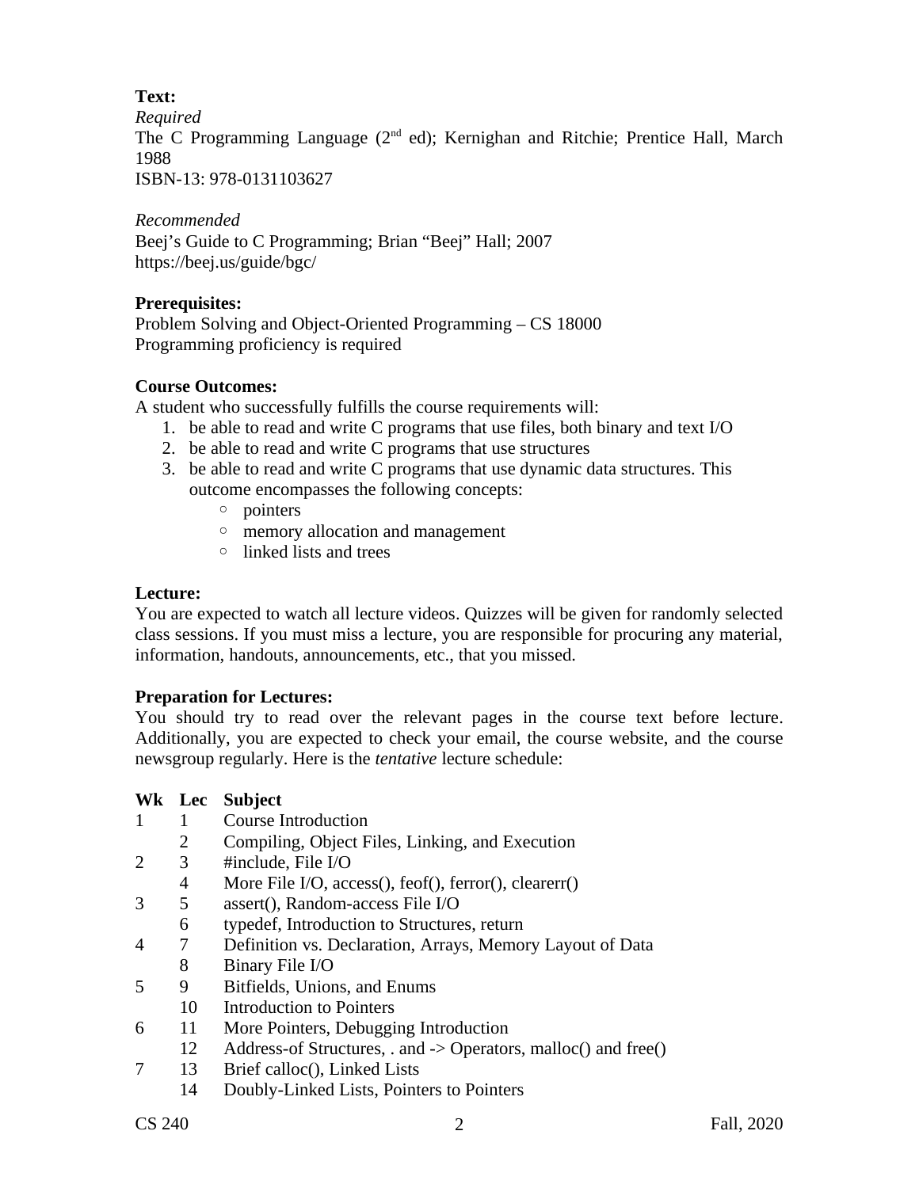**Text:**

*Required*

The C Programming Language (2nd ed); Kernighan and Ritchie; Prentice Hall, March 1988

ISBN-13: 978-0131103627

*Recommended*

Beej's Guide to C Programming; Brian "Beej" Hall; 2007

https://beej.us/guide/bgc/

**Prerequisites:**

Problem Solving and Object-Oriented Programming – CS 18000

Programming proficiency is required

**Course Outcomes:**

A student who successfully fulfills the course requirements will:

1. be able to read and write C programs that use files, both binary and text I/O
2. be able to read and write C programs that use structures
3. be able to read and write C programs that use dynamic data structures. This outcome encompasses the following concepts:
    - pointers
    - memory allocation and management
    - linked lists and trees

**Lecture:**

You are expected to watch all lecture videos. Quizzes will be given for randomly selected class sessions. If you must miss a lecture, you are responsible for procuring any material, information, handouts, announcements, etc., that you missed.

**Preparation for Lectures:**

You should try to read over the relevant pages in the course text before lecture. Additionally, you are expected to check your email, the course website, and the course newsgroup regularly. Here is the *tentative* lecture schedule:

| Wk | Lec | Subject |
|---|---|---|
| 1 | 1 | Course Introduction |
| | 2 | Compiling, Object Files, Linking, and Execution |
| 2 | 3 | #include, File I/O |
| | 4 | More File I/O, access(), feof(), ferror(), clearerr() |
| 3 | 5 | assert(), Random-access File I/O |
| | 6 | typedef, Introduction to Structures, return |
| 4 | 7 | Definition vs. Declaration, Arrays, Memory Layout of Data |
| | 8 | Binary File I/O |
| 5 | 9 | Bitfields, Unions, and Enums |
| | 10 | Introduction to Pointers |
| 6 | 11 | More Pointers, Debugging Introduction |
| | 12 | Address-of Structures, . and -> Operators, malloc() and free() |
| 7 | 13 | Brief calloc(), Linked Lists |
| | 14 | Doubly-Linked Lists, Pointers to Pointers |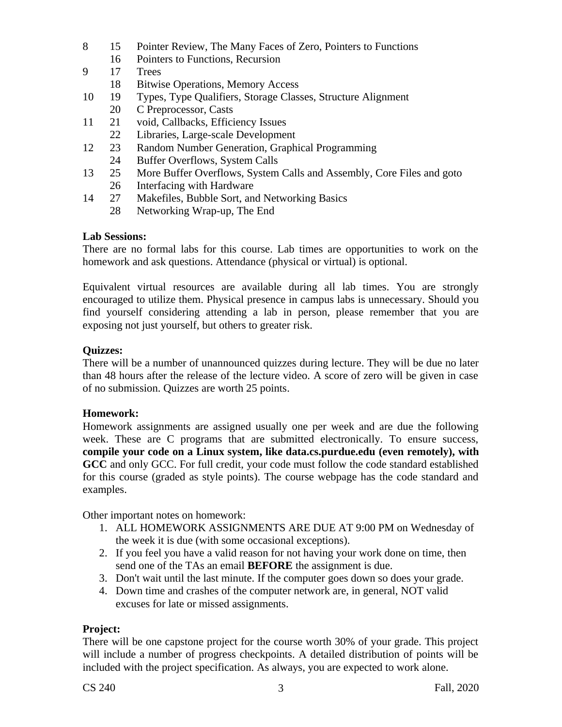| Week | Lecture | Topic |
|---|---|---|
| 8 | 15 | Pointer Review, The Many Faces of Zero, Pointers to Functions |
| | 16 | Pointers to Functions, Recursion |
| 9 | 17 | Trees |
| | 18 | Bitwise Operations, Memory Access |
| 10 | 19 | Types, Type Qualifiers, Storage Classes, Structure Alignment |
| | 20 | C Preprocessor, Casts |
| 11 | 21 | void, Callbacks, Efficiency Issues |
| | 22 | Libraries, Large-scale Development |
| 12 | 23 | Random Number Generation, Graphical Programming |
| | 24 | Buffer Overflows, System Calls |
| 13 | 25 | More Buffer Overflows, System Calls and Assembly, Core Files and goto |
| | 26 | Interfacing with Hardware |
| 14 | 27 | Makefiles, Bubble Sort, and Networking Basics |
| | 28 | Networking Wrap-up, The End |

**Lab Sessions:**
There are no formal labs for this course. Lab times are opportunities to work on the homework and ask questions. Attendance (physical or virtual) is optional.

Equivalent virtual resources are available during all lab times. You are strongly encouraged to utilize them. Physical presence in campus labs is unnecessary. Should you find yourself considering attending a lab in person, please remember that you are exposing not just yourself, but others to greater risk.

**Quizzes:**
There will be a number of unannounced quizzes during lecture. They will be due no later than 48 hours after the release of the lecture video. A score of zero will be given in case of no submission. Quizzes are worth 25 points.

**Homework:**
Homework assignments are assigned usually one per week and are due the following week. These are C programs that are submitted electronically. To ensure success, **compile your code on a Linux system, like data.cs.purdue.edu (even remotely), with GCC** and only GCC. For full credit, your code must follow the code standard established for this course (graded as style points). The course webpage has the code standard and examples.

Other important notes on homework:

1. ALL HOMEWORK ASSIGNMENTS ARE DUE AT 9:00 PM on Wednesday of the week it is due (with some occasional exceptions).
2. If you feel you have a valid reason for not having your work done on time, then send one of the TAs an email **BEFORE** the assignment is due.
3. Don't wait until the last minute. If the computer goes down so does your grade.
4. Down time and crashes of the computer network are, in general, NOT valid excuses for late or missed assignments.

**Project:**
There will be one capstone project for the course worth 30% of your grade. This project will include a number of progress checkpoints. A detailed distribution of points will be included with the project specification. As always, you are expected to work alone.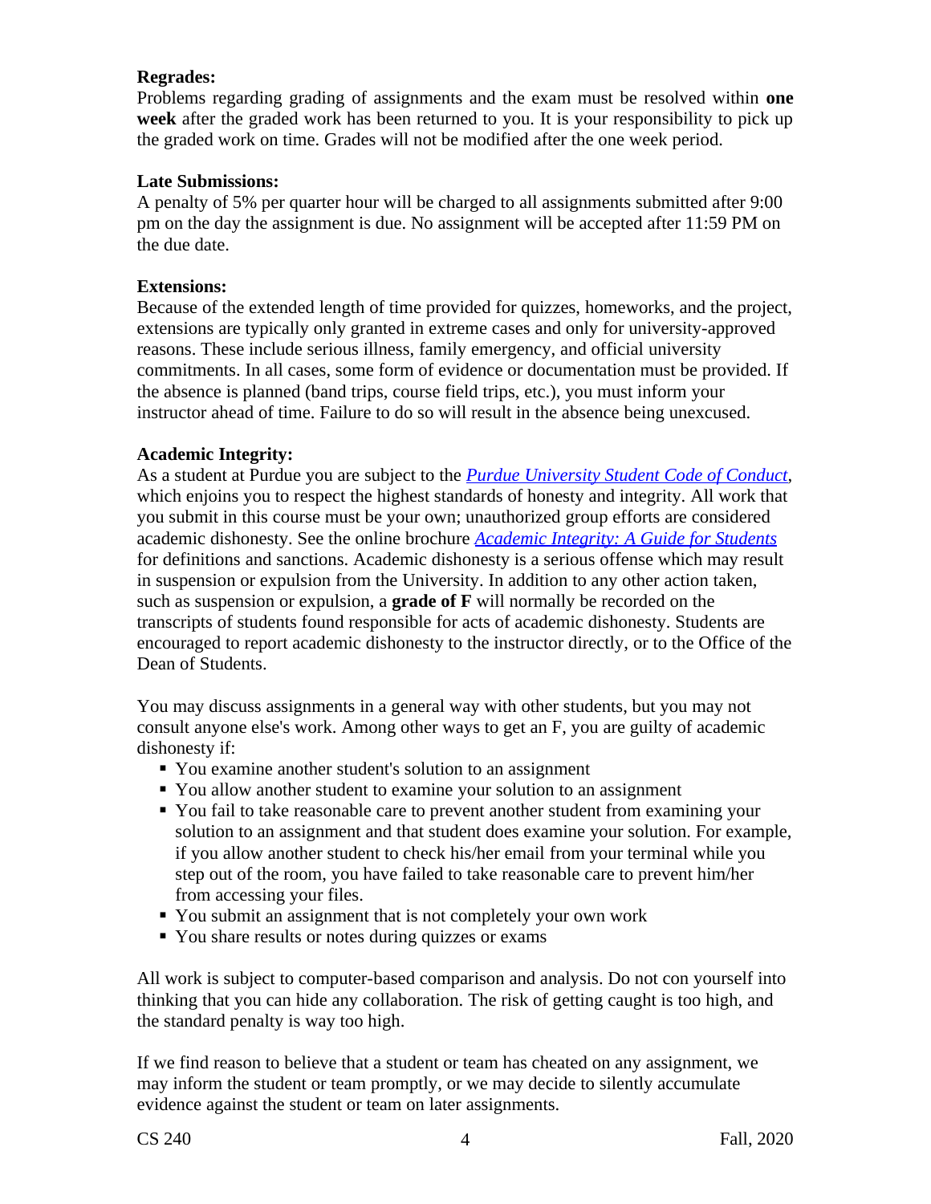**Regrades:**

Problems regarding grading of assignments and the exam must be resolved within **one week** after the graded work has been returned to you. It is your responsibility to pick up the graded work on time. Grades will not be modified after the one week period.

**Late Submissions:**

A penalty of 5% per quarter hour will be charged to all assignments submitted after 9:00 pm on the day the assignment is due. No assignment will be accepted after 11:59 PM on the due date.

**Extensions:**

Because of the extended length of time provided for quizzes, homeworks, and the project, extensions are typically only granted in extreme cases and only for university-approved reasons. These include serious illness, family emergency, and official university commitments. In all cases, some form of evidence or documentation must be provided. If the absence is planned (band trips, course field trips, etc.), you must inform your instructor ahead of time. Failure to do so will result in the absence being unexcused.

**Academic Integrity:**

As a student at Purdue you are subject to the *Purdue University Student Code of Conduct*, which enjoins you to respect the highest standards of honesty and integrity. All work that you submit in this course must be your own; unauthorized group efforts are considered academic dishonesty. See the online brochure *Academic Integrity: A Guide for Students* for definitions and sanctions. Academic dishonesty is a serious offense which may result in suspension or expulsion from the University. In addition to any other action taken, such as suspension or expulsion, a **grade of F** will normally be recorded on the transcripts of students found responsible for acts of academic dishonesty. Students are encouraged to report academic dishonesty to the instructor directly, or to the Office of the Dean of Students.

You may discuss assignments in a general way with other students, but you may not consult anyone else's work. Among other ways to get an F, you are guilty of academic dishonesty if:

- You examine another student's solution to an assignment
- You allow another student to examine your solution to an assignment
- You fail to take reasonable care to prevent another student from examining your solution to an assignment and that student does examine your solution. For example, if you allow another student to check his/her email from your terminal while you step out of the room, you have failed to take reasonable care to prevent him/her from accessing your files.
- You submit an assignment that is not completely your own work
- You share results or notes during quizzes or exams

All work is subject to computer-based comparison and analysis. Do not con yourself into thinking that you can hide any collaboration. The risk of getting caught is too high, and the standard penalty is way too high.

If we find reason to believe that a student or team has cheated on any assignment, we may inform the student or team promptly, or we may decide to silently accumulate evidence against the student or team on later assignments.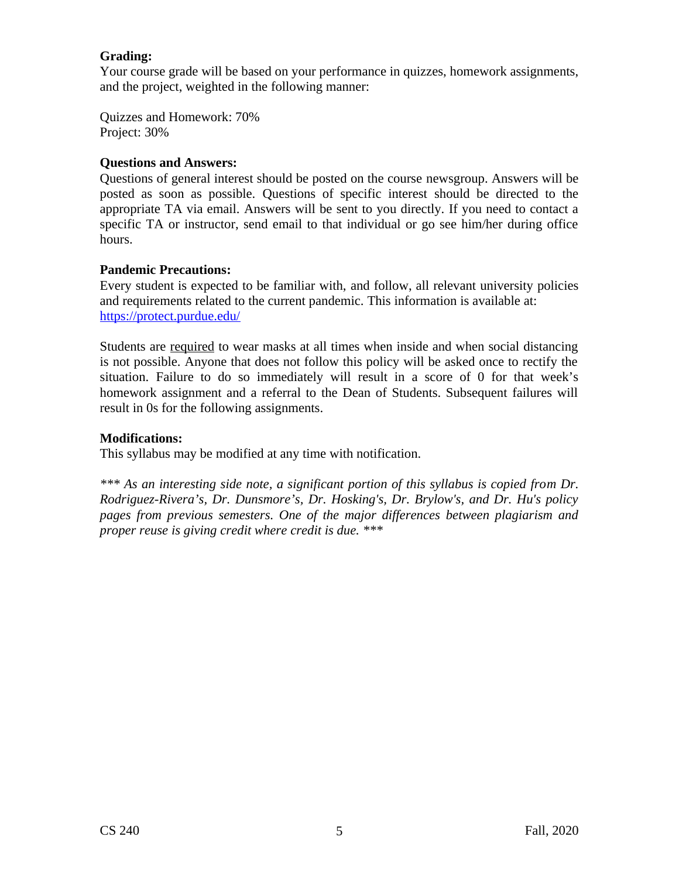**Grading:**

Your course grade will be based on your performance in quizzes, homework assignments, and the project, weighted in the following manner:

Quizzes and Homework: 70%
Project: 30%

**Questions and Answers:**

Questions of general interest should be posted on the course newsgroup. Answers will be posted as soon as possible. Questions of specific interest should be directed to the appropriate TA via email. Answers will be sent to you directly. If you need to contact a specific TA or instructor, send email to that individual or go see him/her during office hours.

**Pandemic Precautions:**

Every student is expected to be familiar with, and follow, all relevant university policies and requirements related to the current pandemic. This information is available at: [https://protect.purdue.edu/](https://protect.purdue.edu/)

Students are <u>required</u> to wear masks at all times when inside and when social distancing is not possible. Anyone that does not follow this policy will be asked once to rectify the situation. Failure to do so immediately will result in a score of 0 for that week's homework assignment and a referral to the Dean of Students. Subsequent failures will result in 0s for the following assignments.

**Modifications:**

This syllabus may be modified at any time with notification.

*\*\*\* As an interesting side note, a significant portion of this syllabus is copied from Dr. Rodriguez-Rivera's, Dr. Dunsmore's, Dr. Hosking's, Dr. Brylow's, and Dr. Hu's policy pages from previous semesters. One of the major differences between plagiarism and proper reuse is giving credit where credit is due. \*\*\**